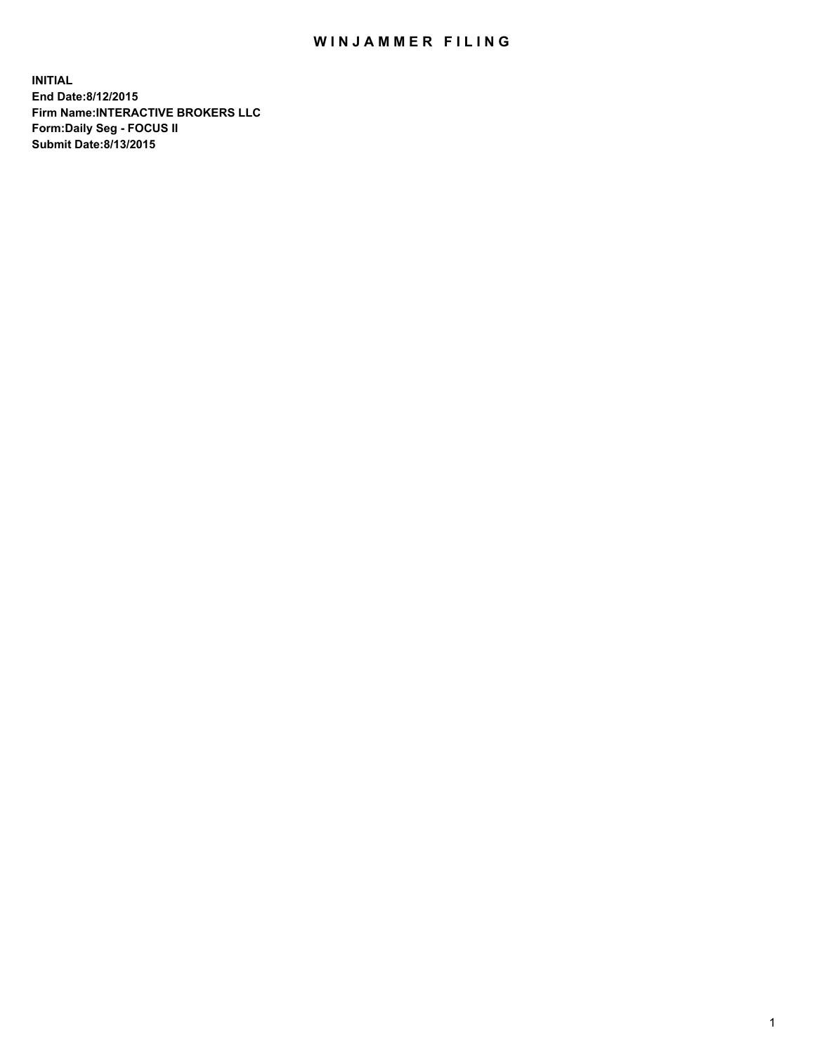# WINJAMMER FILING

**INITIAL**
**End Date:8/12/2015**
**Firm Name:INTERACTIVE BROKERS LLC**
**Form:Daily Seg - FOCUS II**
**Submit Date:8/13/2015**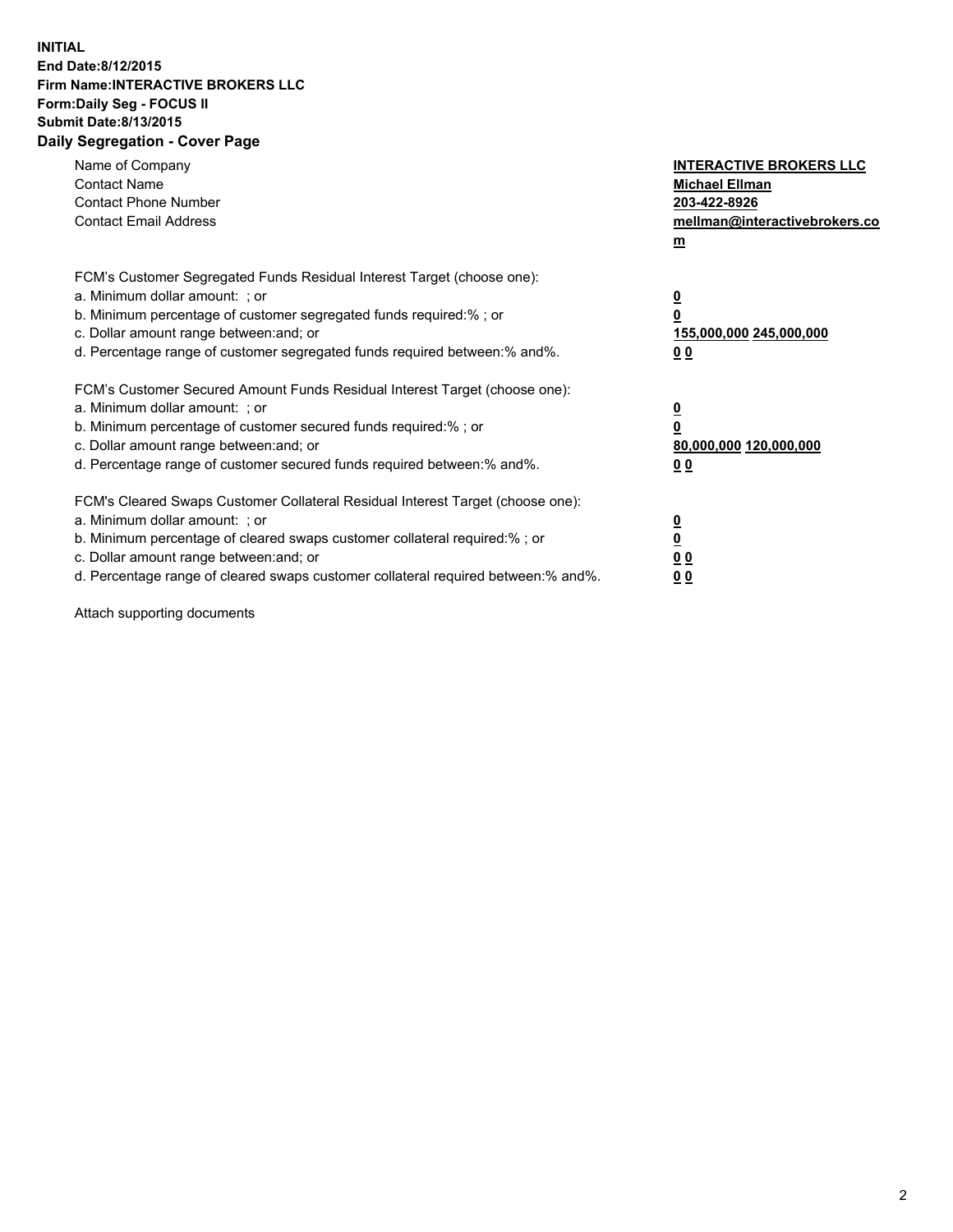**INITIAL**
**End Date:8/12/2015**
**Firm Name:INTERACTIVE BROKERS LLC**
**Form:Daily Seg - FOCUS II**
**Submit Date:8/13/2015**

## Daily Segregation - Cover Page

| | |
|---|---|
| Name of Company | **INTERACTIVE BROKERS LLC** |
| Contact Name | **Michael Ellman** |
| Contact Phone Number | **203-422-8926** |
| Contact Email Address | **mellman@interactivebrokers.com** |

FCM's Customer Segregated Funds Residual Interest Target (choose one):

| | |
|---|---|
| a. Minimum dollar amount: ; or | **0** |
| b. Minimum percentage of customer segregated funds required:% ; or | **0** |
| c. Dollar amount range between:and; or | **155,000,000 245,000,000** |
| d. Percentage range of customer segregated funds required between:% and%. | **0 0** |

FCM's Customer Secured Amount Funds Residual Interest Target (choose one):

| | |
|---|---|
| a. Minimum dollar amount: ; or | **0** |
| b. Minimum percentage of customer secured funds required:% ; or | **0** |
| c. Dollar amount range between:and; or | **80,000,000 120,000,000** |
| d. Percentage range of customer secured funds required between:% and%. | **0 0** |

FCM's Cleared Swaps Customer Collateral Residual Interest Target (choose one):

| | |
|---|---|
| a. Minimum dollar amount: ; or | **0** |
| b. Minimum percentage of cleared swaps customer collateral required:% ; or | **0** |
| c. Dollar amount range between:and; or | **0 0** |
| d. Percentage range of cleared swaps customer collateral required between:% and%. | **0 0** |

Attach supporting documents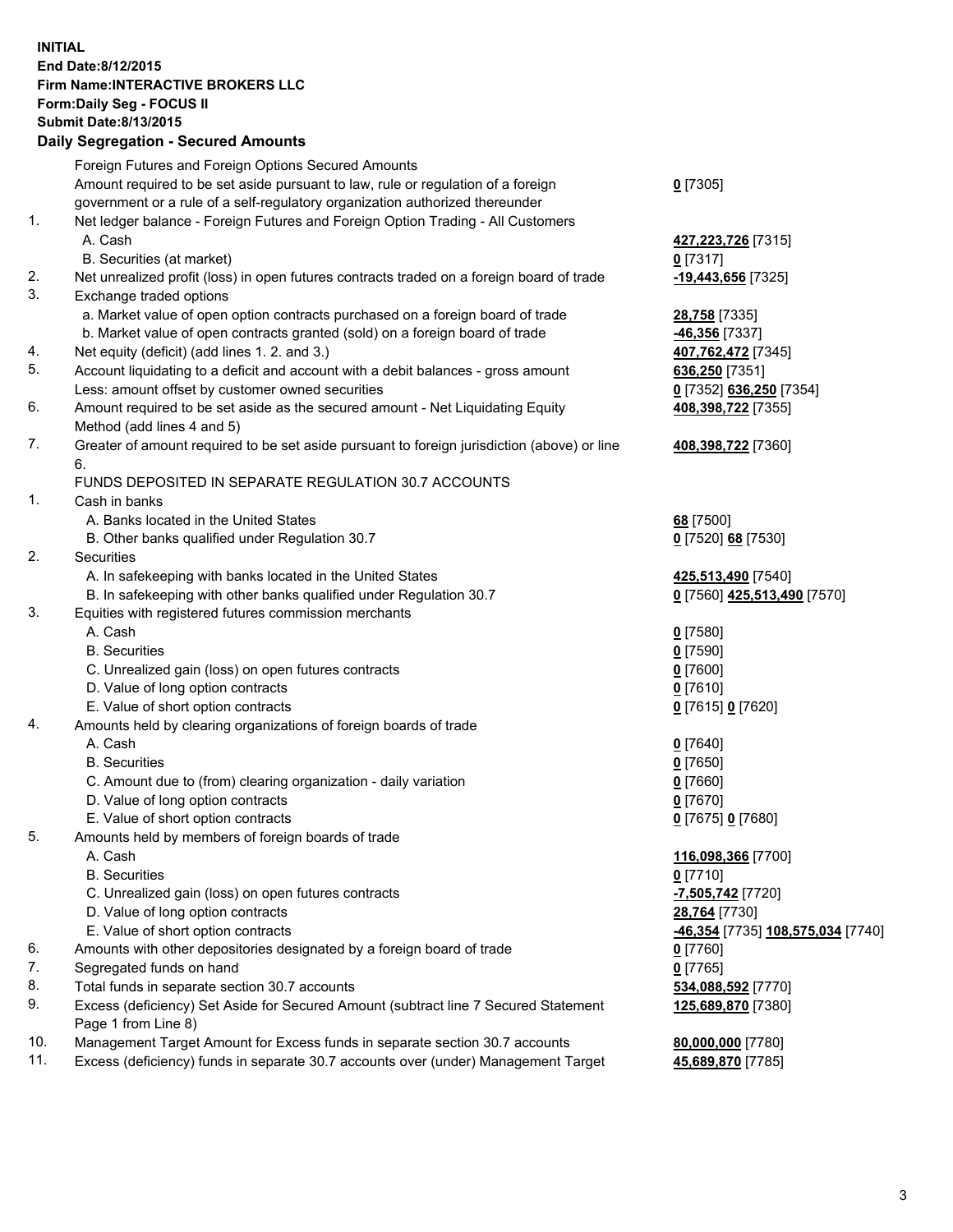**INITIAL**
**End Date:8/12/2015**
**Firm Name:INTERACTIVE BROKERS LLC**
**Form:Daily Seg - FOCUS II**
**Submit Date:8/13/2015**

### Daily Segregation - Secured Amounts

| | | |
|---|---|---|
| | Foreign Futures and Foreign Options Secured Amounts | |
| | Amount required to be set aside pursuant to law, rule or regulation of a foreign government or a rule of a self-regulatory organization authorized thereunder | **0** [7305] |
| 1. | Net ledger balance - Foreign Futures and Foreign Option Trading - All Customers | |
| | A. Cash | **427,223,726** [7315] |
| | B. Securities (at market) | **0** [7317] |
| 2. | Net unrealized profit (loss) in open futures contracts traded on a foreign board of trade | **-19,443,656** [7325] |
| 3. | Exchange traded options | |
| | a. Market value of open option contracts purchased on a foreign board of trade | **28,758** [7335] |
| | b. Market value of open contracts granted (sold) on a foreign board of trade | **-46,356** [7337] |
| 4. | Net equity (deficit) (add lines 1. 2. and 3.) | **407,762,472** [7345] |
| 5. | Account liquidating to a deficit and account with a debit balances - gross amount | **636,250** [7351] |
| | Less: amount offset by customer owned securities | **0** [7352] **636,250** [7354] |
| 6. | Amount required to be set aside as the secured amount - Net Liquidating Equity Method (add lines 4 and 5) | **408,398,722** [7355] |
| 7. | Greater of amount required to be set aside pursuant to foreign jurisdiction (above) or line 6. | **408,398,722** [7360] |
| | FUNDS DEPOSITED IN SEPARATE REGULATION 30.7 ACCOUNTS | |
| 1. | Cash in banks | |
| | A. Banks located in the United States | **68** [7500] |
| | B. Other banks qualified under Regulation 30.7 | **0** [7520] **68** [7530] |
| 2. | Securities | |
| | A. In safekeeping with banks located in the United States | **425,513,490** [7540] |
| | B. In safekeeping with other banks qualified under Regulation 30.7 | **0** [7560] **425,513,490** [7570] |
| 3. | Equities with registered futures commission merchants | |
| | A. Cash | **0** [7580] |
| | B. Securities | **0** [7590] |
| | C. Unrealized gain (loss) on open futures contracts | **0** [7600] |
| | D. Value of long option contracts | **0** [7610] |
| | E. Value of short option contracts | **0** [7615] **0** [7620] |
| 4. | Amounts held by clearing organizations of foreign boards of trade | |
| | A. Cash | **0** [7640] |
| | B. Securities | **0** [7650] |
| | C. Amount due to (from) clearing organization - daily variation | **0** [7660] |
| | D. Value of long option contracts | **0** [7670] |
| | E. Value of short option contracts | **0** [7675] **0** [7680] |
| 5. | Amounts held by members of foreign boards of trade | |
| | A. Cash | **116,098,366** [7700] |
| | B. Securities | **0** [7710] |
| | C. Unrealized gain (loss) on open futures contracts | **-7,505,742** [7720] |
| | D. Value of long option contracts | **28,764** [7730] |
| | E. Value of short option contracts | **-46,354** [7735] **108,575,034** [7740] |
| 6. | Amounts with other depositories designated by a foreign board of trade | **0** [7760] |
| 7. | Segregated funds on hand | **0** [7765] |
| 8. | Total funds in separate section 30.7 accounts | **534,088,592** [7770] |
| 9. | Excess (deficiency) Set Aside for Secured Amount (subtract line 7 Secured Statement Page 1 from Line 8) | **125,689,870** [7380] |
| 10. | Management Target Amount for Excess funds in separate section 30.7 accounts | **80,000,000** [7780] |
| 11. | Excess (deficiency) funds in separate 30.7 accounts over (under) Management Target | **45,689,870** [7785] |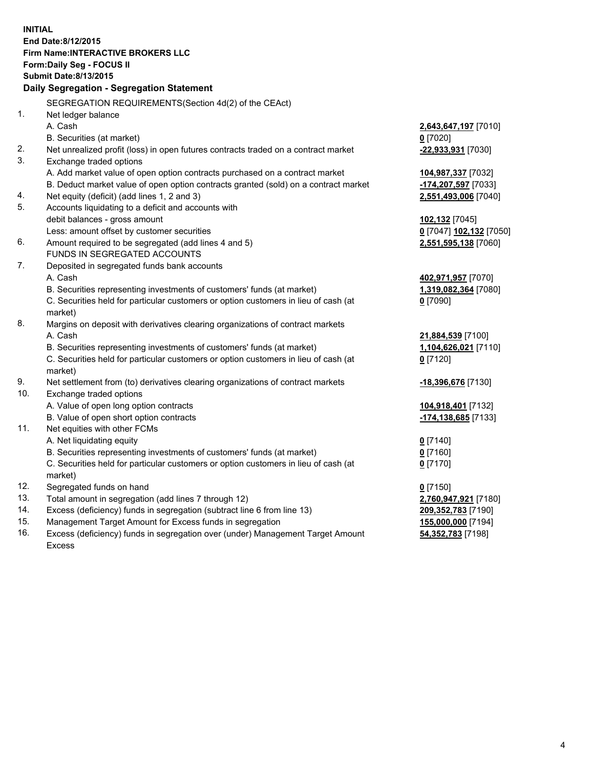**INITIAL**
**End Date:8/12/2015**
**Firm Name:INTERACTIVE BROKERS LLC**
**Form:Daily Seg - FOCUS II**
**Submit Date:8/13/2015**

**Daily Segregation - Segregation Statement**

SEGREGATION REQUIREMENTS(Section 4d(2) of the CEAct)

| | | |
|---|---|---|
| 1. | Net ledger balance | |
| | A. Cash | **2,643,647,197** [7010] |
| | B. Securities (at market) | **0** [7020] |
| 2. | Net unrealized profit (loss) in open futures contracts traded on a contract market | **-22,933,931** [7030] |
| 3. | Exchange traded options | |
| | A. Add market value of open option contracts purchased on a contract market | **104,987,337** [7032] |
| | B. Deduct market value of open option contracts granted (sold) on a contract market | **-174,207,597** [7033] |
| 4. | Net equity (deficit) (add lines 1, 2 and 3) | **2,551,493,006** [7040] |
| 5. | Accounts liquidating to a deficit and accounts with | |
| | debit balances - gross amount | **102,132** [7045] |
| | Less: amount offset by customer securities | **0** [7047] **102,132** [7050] |
| 6. | Amount required to be segregated (add lines 4 and 5) | **2,551,595,138** [7060] |
| | FUNDS IN SEGREGATED ACCOUNTS | |
| 7. | Deposited in segregated funds bank accounts | |
| | A. Cash | **402,971,957** [7070] |
| | B. Securities representing investments of customers' funds (at market) | **1,319,082,364** [7080] |
| | C. Securities held for particular customers or option customers in lieu of cash (at market) | **0** [7090] |
| 8. | Margins on deposit with derivatives clearing organizations of contract markets | |
| | A. Cash | **21,884,539** [7100] |
| | B. Securities representing investments of customers' funds (at market) | **1,104,626,021** [7110] |
| | C. Securities held for particular customers or option customers in lieu of cash (at market) | **0** [7120] |
| 9. | Net settlement from (to) derivatives clearing organizations of contract markets | **-18,396,676** [7130] |
| 10. | Exchange traded options | |
| | A. Value of open long option contracts | **104,918,401** [7132] |
| | B. Value of open short option contracts | **-174,138,685** [7133] |
| 11. | Net equities with other FCMs | |
| | A. Net liquidating equity | **0** [7140] |
| | B. Securities representing investments of customers' funds (at market) | **0** [7160] |
| | C. Securities held for particular customers or option customers in lieu of cash (at market) | **0** [7170] |
| 12. | Segregated funds on hand | **0** [7150] |
| 13. | Total amount in segregation (add lines 7 through 12) | **2,760,947,921** [7180] |
| 14. | Excess (deficiency) funds in segregation (subtract line 6 from line 13) | **209,352,783** [7190] |
| 15. | Management Target Amount for Excess funds in segregation | **155,000,000** [7194] |
| 16. | Excess (deficiency) funds in segregation over (under) Management Target Amount Excess | **54,352,783** [7198] |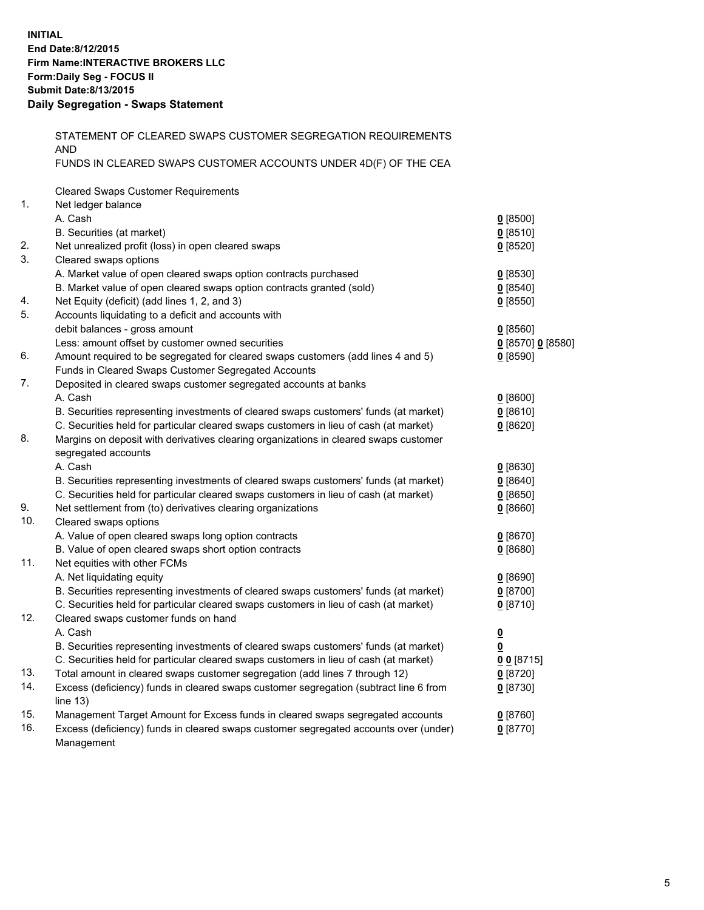**INITIAL**
**End Date:8/12/2015**
**Firm Name:INTERACTIVE BROKERS LLC**
**Form:Daily Seg - FOCUS II**
**Submit Date:8/13/2015**
**Daily Segregation - Swaps Statement**

STATEMENT OF CLEARED SWAPS CUSTOMER SEGREGATION REQUIREMENTS AND FUNDS IN CLEARED SWAPS CUSTOMER ACCOUNTS UNDER 4D(F) OF THE CEA

| | | |
|---|---|---|
| | Cleared Swaps Customer Requirements | |
| 1. | Net ledger balance | |
| | A. Cash | 0 [8500] |
| | B. Securities (at market) | 0 [8510] |
| 2. | Net unrealized profit (loss) in open cleared swaps | 0 [8520] |
| 3. | Cleared swaps options | |
| | A. Market value of open cleared swaps option contracts purchased | 0 [8530] |
| | B. Market value of open cleared swaps option contracts granted (sold) | 0 [8540] |
| 4. | Net Equity (deficit) (add lines 1, 2, and 3) | 0 [8550] |
| 5. | Accounts liquidating to a deficit and accounts with debit balances - gross amount | 0 [8560] |
| | Less: amount offset by customer owned securities | 0 [8570] 0 [8580] |
| 6. | Amount required to be segregated for cleared swaps customers (add lines 4 and 5) | 0 [8590] |
| | Funds in Cleared Swaps Customer Segregated Accounts | |
| 7. | Deposited in cleared swaps customer segregated accounts at banks | |
| | A. Cash | 0 [8600] |
| | B. Securities representing investments of cleared swaps customers' funds (at market) | 0 [8610] |
| | C. Securities held for particular cleared swaps customers in lieu of cash (at market) | 0 [8620] |
| 8. | Margins on deposit with derivatives clearing organizations in cleared swaps customer segregated accounts | |
| | A. Cash | 0 [8630] |
| | B. Securities representing investments of cleared swaps customers' funds (at market) | 0 [8640] |
| | C. Securities held for particular cleared swaps customers in lieu of cash (at market) | 0 [8650] |
| 9. | Net settlement from (to) derivatives clearing organizations | 0 [8660] |
| 10. | Cleared swaps options | |
| | A. Value of open cleared swaps long option contracts | 0 [8670] |
| | B. Value of open cleared swaps short option contracts | 0 [8680] |
| 11. | Net equities with other FCMs | |
| | A. Net liquidating equity | 0 [8690] |
| | B. Securities representing investments of cleared swaps customers' funds (at market) | 0 [8700] |
| | C. Securities held for particular cleared swaps customers in lieu of cash (at market) | 0 [8710] |
| 12. | Cleared swaps customer funds on hand | |
| | A. Cash | 0 |
| | B. Securities representing investments of cleared swaps customers' funds (at market) | 0 |
| | C. Securities held for particular cleared swaps customers in lieu of cash (at market) | 0 0 [8715] |
| 13. | Total amount in cleared swaps customer segregation (add lines 7 through 12) | 0 [8720] |
| 14. | Excess (deficiency) funds in cleared swaps customer segregation (subtract line 6 from line 13) | 0 [8730] |
| 15. | Management Target Amount for Excess funds in cleared swaps segregated accounts | 0 [8760] |
| 16. | Excess (deficiency) funds in cleared swaps customer segregated accounts over (under) Management | 0 [8770] |